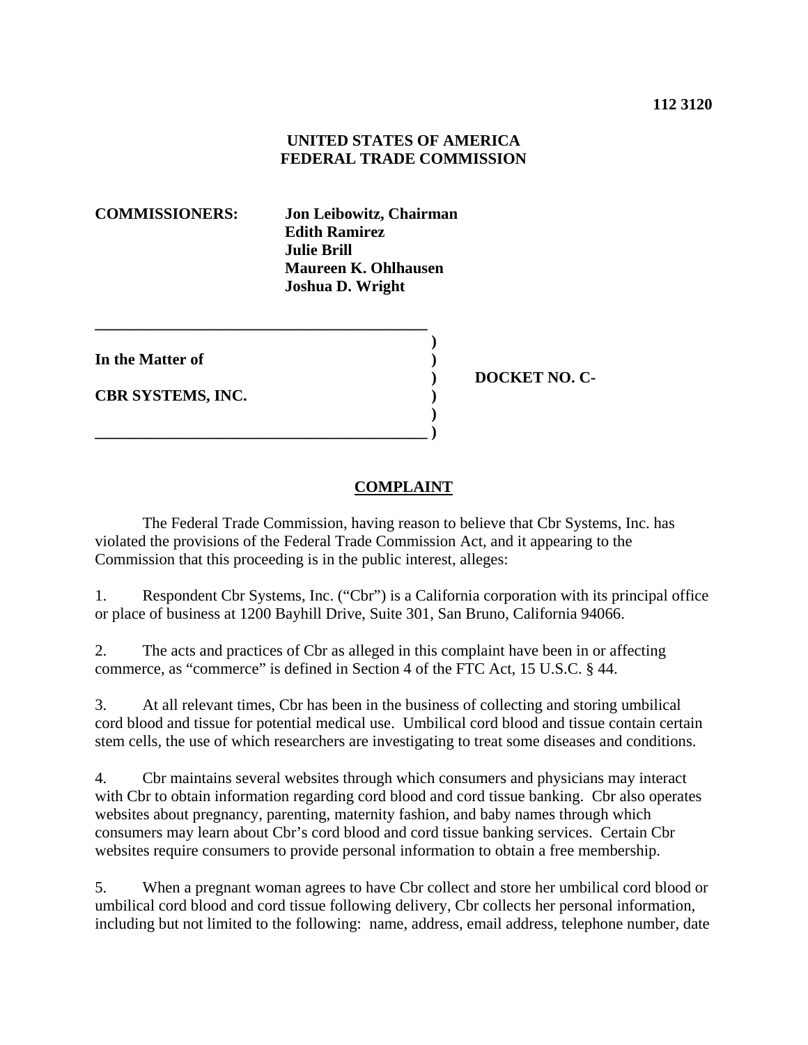**112 3120**

**UNITED STATES OF AMERICA**
**FEDERAL TRADE COMMISSION**

**COMMISSIONERS:** **Jon Leibowitz, Chairman**
**Edith Ramirez**
**Julie Brill**
**Maureen K. Ohlhausen**
**Joshua D. Wright**

| | | |
|---|---|---|
| **In the Matter of** | ) | |
| | ) | **DOCKET NO. C-** |
| **CBR SYSTEMS, INC.** | ) | |

## COMPLAINT

The Federal Trade Commission, having reason to believe that Cbr Systems, Inc. has violated the provisions of the Federal Trade Commission Act, and it appearing to the Commission that this proceeding is in the public interest, alleges:

1. Respondent Cbr Systems, Inc. ("Cbr") is a California corporation with its principal office or place of business at 1200 Bayhill Drive, Suite 301, San Bruno, California 94066.

2. The acts and practices of Cbr as alleged in this complaint have been in or affecting commerce, as "commerce" is defined in Section 4 of the FTC Act, 15 U.S.C. § 44.

3. At all relevant times, Cbr has been in the business of collecting and storing umbilical cord blood and tissue for potential medical use. Umbilical cord blood and tissue contain certain stem cells, the use of which researchers are investigating to treat some diseases and conditions.

4. Cbr maintains several websites through which consumers and physicians may interact with Cbr to obtain information regarding cord blood and cord tissue banking. Cbr also operates websites about pregnancy, parenting, maternity fashion, and baby names through which consumers may learn about Cbr's cord blood and cord tissue banking services. Certain Cbr websites require consumers to provide personal information to obtain a free membership.

5. When a pregnant woman agrees to have Cbr collect and store her umbilical cord blood or umbilical cord blood and cord tissue following delivery, Cbr collects her personal information, including but not limited to the following: name, address, email address, telephone number, date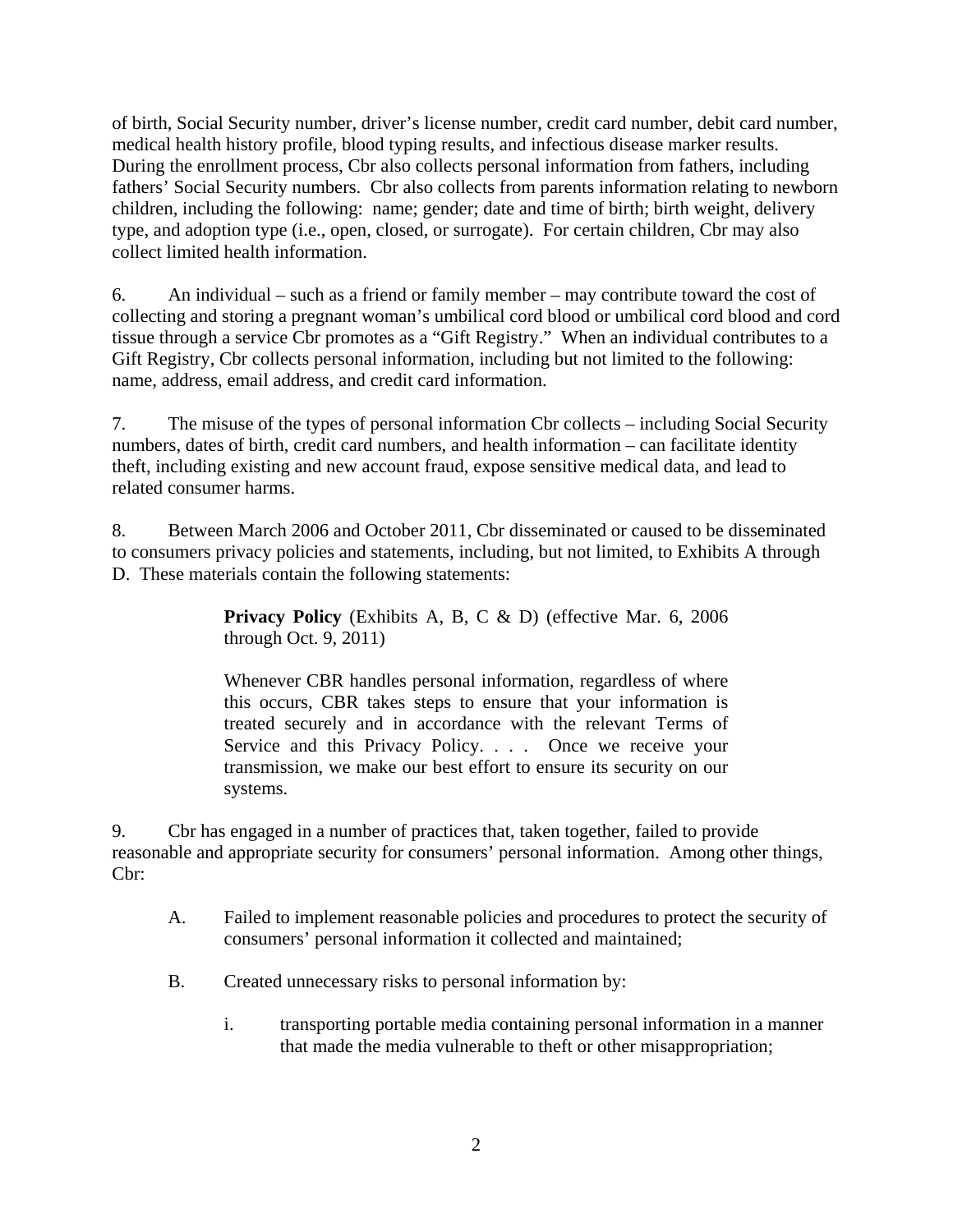of birth, Social Security number, driver's license number, credit card number, debit card number, medical health history profile, blood typing results, and infectious disease marker results. During the enrollment process, Cbr also collects personal information from fathers, including fathers' Social Security numbers. Cbr also collects from parents information relating to newborn children, including the following: name; gender; date and time of birth; birth weight, delivery type, and adoption type (i.e., open, closed, or surrogate). For certain children, Cbr may also collect limited health information.

6. An individual – such as a friend or family member – may contribute toward the cost of collecting and storing a pregnant woman's umbilical cord blood or umbilical cord blood and cord tissue through a service Cbr promotes as a "Gift Registry." When an individual contributes to a Gift Registry, Cbr collects personal information, including but not limited to the following: name, address, email address, and credit card information.

7. The misuse of the types of personal information Cbr collects – including Social Security numbers, dates of birth, credit card numbers, and health information – can facilitate identity theft, including existing and new account fraud, expose sensitive medical data, and lead to related consumer harms.

8. Between March 2006 and October 2011, Cbr disseminated or caused to be disseminated to consumers privacy policies and statements, including, but not limited, to Exhibits A through D. These materials contain the following statements:

> **Privacy Policy** (Exhibits A, B, C & D) (effective Mar. 6, 2006 through Oct. 9, 2011)
>
> Whenever CBR handles personal information, regardless of where this occurs, CBR takes steps to ensure that your information is treated securely and in accordance with the relevant Terms of Service and this Privacy Policy. . . . Once we receive your transmission, we make our best effort to ensure its security on our systems.

9. Cbr has engaged in a number of practices that, taken together, failed to provide reasonable and appropriate security for consumers' personal information. Among other things, Cbr:

A. Failed to implement reasonable policies and procedures to protect the security of consumers' personal information it collected and maintained;

B. Created unnecessary risks to personal information by:

i. transporting portable media containing personal information in a manner that made the media vulnerable to theft or other misappropriation;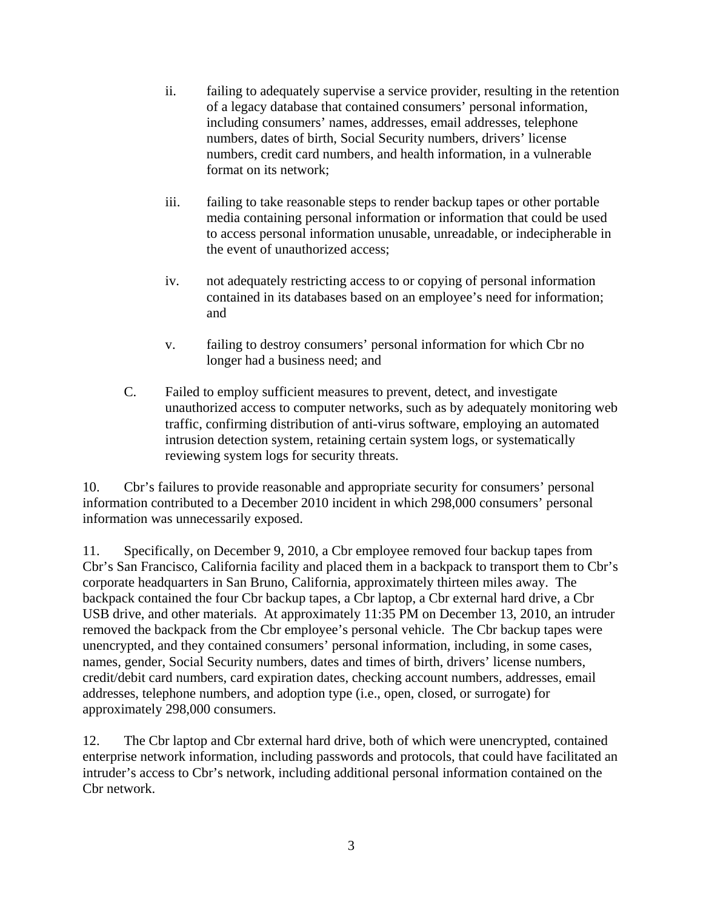ii. failing to adequately supervise a service provider, resulting in the retention of a legacy database that contained consumers' personal information, including consumers' names, addresses, email addresses, telephone numbers, dates of birth, Social Security numbers, drivers' license numbers, credit card numbers, and health information, in a vulnerable format on its network;

iii. failing to take reasonable steps to render backup tapes or other portable media containing personal information or information that could be used to access personal information unusable, unreadable, or indecipherable in the event of unauthorized access;

iv. not adequately restricting access to or copying of personal information contained in its databases based on an employee's need for information; and

v. failing to destroy consumers' personal information for which Cbr no longer had a business need; and

C. Failed to employ sufficient measures to prevent, detect, and investigate unauthorized access to computer networks, such as by adequately monitoring web traffic, confirming distribution of anti-virus software, employing an automated intrusion detection system, retaining certain system logs, or systematically reviewing system logs for security threats.

10. Cbr's failures to provide reasonable and appropriate security for consumers' personal information contributed to a December 2010 incident in which 298,000 consumers' personal information was unnecessarily exposed.

11. Specifically, on December 9, 2010, a Cbr employee removed four backup tapes from Cbr's San Francisco, California facility and placed them in a backpack to transport them to Cbr's corporate headquarters in San Bruno, California, approximately thirteen miles away. The backpack contained the four Cbr backup tapes, a Cbr laptop, a Cbr external hard drive, a Cbr USB drive, and other materials. At approximately 11:35 PM on December 13, 2010, an intruder removed the backpack from the Cbr employee's personal vehicle. The Cbr backup tapes were unencrypted, and they contained consumers' personal information, including, in some cases, names, gender, Social Security numbers, dates and times of birth, drivers' license numbers, credit/debit card numbers, card expiration dates, checking account numbers, addresses, email addresses, telephone numbers, and adoption type (i.e., open, closed, or surrogate) for approximately 298,000 consumers.

12. The Cbr laptop and Cbr external hard drive, both of which were unencrypted, contained enterprise network information, including passwords and protocols, that could have facilitated an intruder's access to Cbr's network, including additional personal information contained on the Cbr network.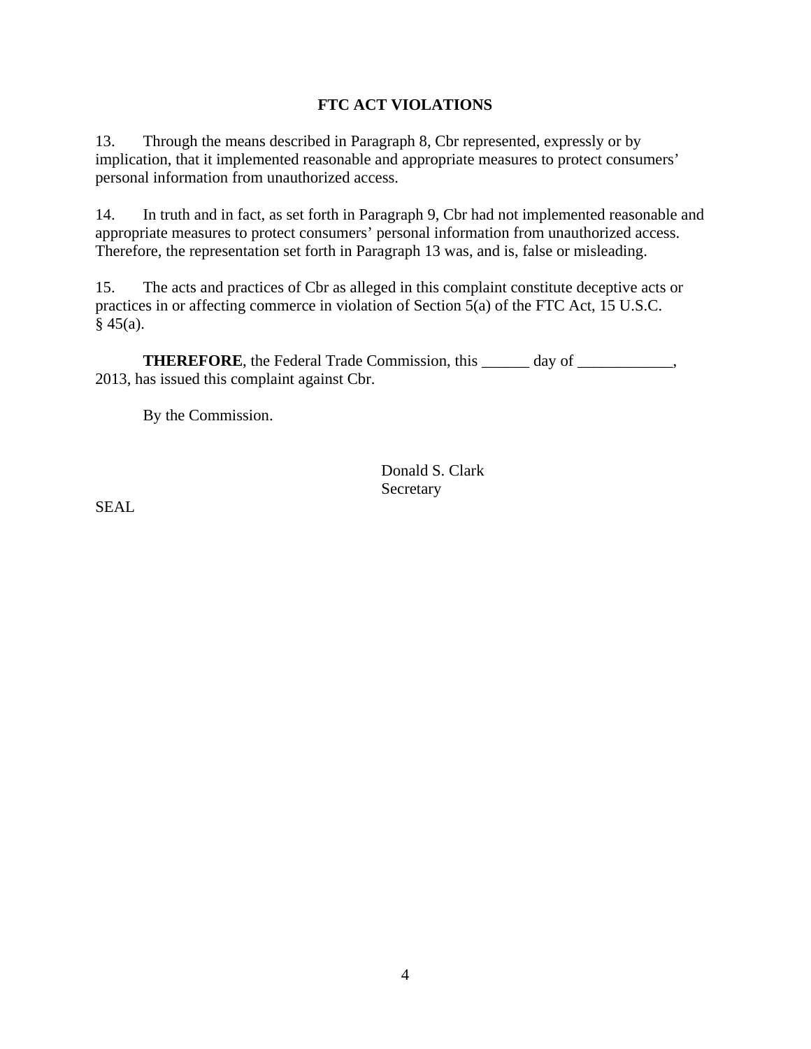## FTC ACT VIOLATIONS

13. Through the means described in Paragraph 8, Cbr represented, expressly or by implication, that it implemented reasonable and appropriate measures to protect consumers' personal information from unauthorized access.

14. In truth and in fact, as set forth in Paragraph 9, Cbr had not implemented reasonable and appropriate measures to protect consumers' personal information from unauthorized access. Therefore, the representation set forth in Paragraph 13 was, and is, false or misleading.

15. The acts and practices of Cbr as alleged in this complaint constitute deceptive acts or practices in or affecting commerce in violation of Section 5(a) of the FTC Act, 15 U.S.C. § 45(a).

**THEREFORE**, the Federal Trade Commission, this ______ day of ____________, 2013, has issued this complaint against Cbr.

By the Commission.

Donald S. Clark
Secretary

SEAL